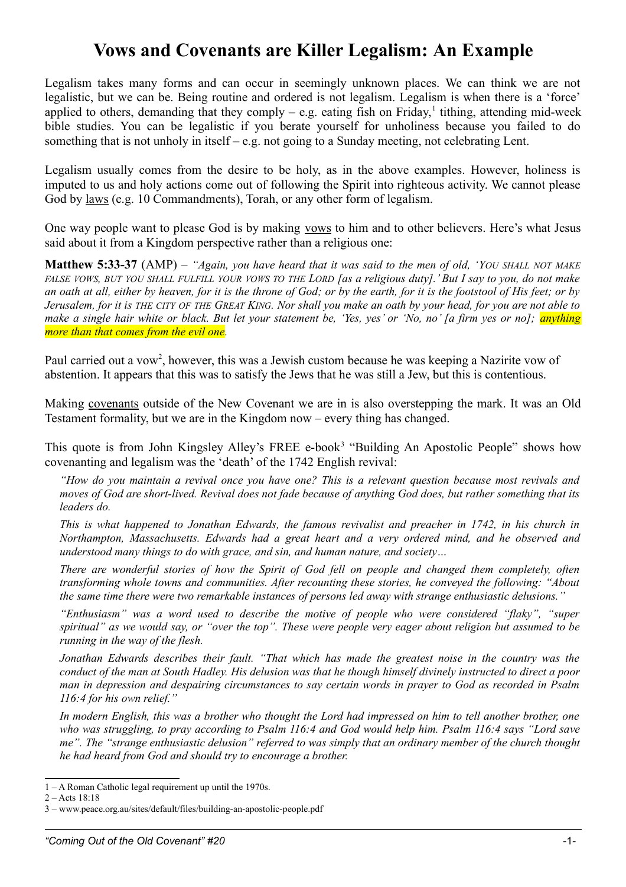# Vows and Covenants are Killer Legalism: An Example

Legalism takes many forms and can occur in seemingly unknown places. We can think we are not legalistic, but we can be. Being routine and ordered is not legalism. Legalism is when there is a 'force' applied to others, demanding that they comply – e.g. eating fish on Friday,[1] tithing, attending mid-week bible studies. You can be legalistic if you berate yourself for unholiness because you failed to do something that is not unholy in itself – e.g. not going to a Sunday meeting, not celebrating Lent.

Legalism usually comes from the desire to be holy, as in the above examples. However, holiness is imputed to us and holy actions come out of following the Spirit into righteous activity. We cannot please God by laws (e.g. 10 Commandments), Torah, or any other form of legalism.

One way people want to please God is by making vows to him and to other believers. Here's what Jesus said about it from a Kingdom perspective rather than a religious one:

**Matthew 5:33-37** (AMP) – *"Again, you have heard that it was said to the men of old, 'YOU SHALL NOT MAKE FALSE VOWS, BUT YOU SHALL FULFILL YOUR VOWS TO THE LORD [as a religious duty].' But I say to you, do not make an oath at all, either by heaven, for it is the throne of God; or by the earth, for it is the footstool of His feet; or by Jerusalem, for it is THE CITY OF THE GREAT KING. Nor shall you make an oath by your head, for you are not able to make a single hair white or black. But let your statement be, 'Yes, yes' or 'No, no' [a firm yes or no]; anything more than that comes from the evil one.*

Paul carried out a vow[2], however, this was a Jewish custom because he was keeping a Nazirite vow of abstention. It appears that this was to satisfy the Jews that he was still a Jew, but this is contentious.

Making covenants outside of the New Covenant we are in is also overstepping the mark. It was an Old Testament formality, but we are in the Kingdom now – every thing has changed.

This quote is from John Kingsley Alley's FREE e-book[3] "Building An Apostolic People" shows how covenanting and legalism was the 'death' of the 1742 English revival:

> *"How do you maintain a revival once you have one? This is a relevant question because most revivals and moves of God are short-lived. Revival does not fade because of anything God does, but rather something that its leaders do.*
>
> *This is what happened to Jonathan Edwards, the famous revivalist and preacher in 1742, in his church in Northampton, Massachusetts. Edwards had a great heart and a very ordered mind, and he observed and understood many things to do with grace, and sin, and human nature, and society…*
>
> *There are wonderful stories of how the Spirit of God fell on people and changed them completely, often transforming whole towns and communities. After recounting these stories, he conveyed the following: "About the same time there were two remarkable instances of persons led away with strange enthusiastic delusions."*
>
> *"Enthusiasm" was a word used to describe the motive of people who were considered "flaky", "super spiritual" as we would say, or "over the top". These were people very eager about religion but assumed to be running in the way of the flesh.*
>
> *Jonathan Edwards describes their fault. "That which has made the greatest noise in the country was the conduct of the man at South Hadley. His delusion was that he though himself divinely instructed to direct a poor man in depression and despairing circumstances to say certain words in prayer to God as recorded in Psalm 116:4 for his own relief."*
>
> *In modern English, this was a brother who thought the Lord had impressed on him to tell another brother, one who was struggling, to pray according to Psalm 116:4 and God would help him. Psalm 116:4 says "Lord save me". The "strange enthusiastic delusion" referred to was simply that an ordinary member of the church thought he had heard from God and should try to encourage a brother.*

1 – A Roman Catholic legal requirement up until the 1970s.

2 – Acts 18:18

3 – www.peace.org.au/sites/default/files/building-an-apostolic-people.pdf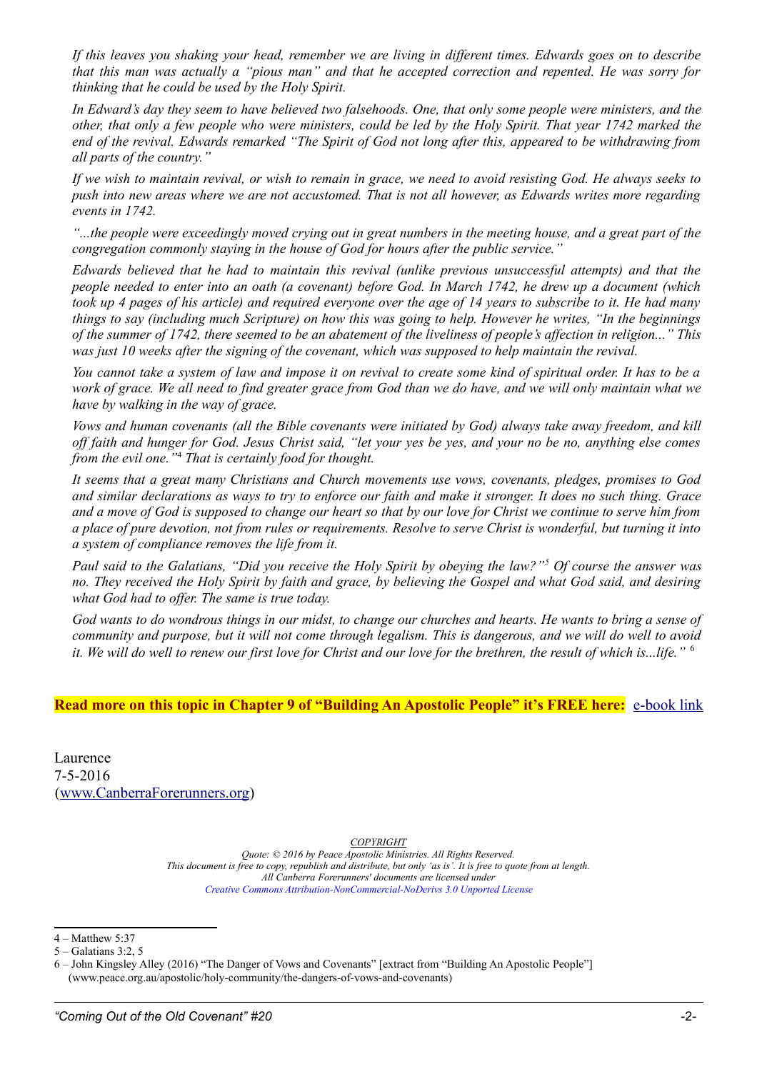*If this leaves you shaking your head, remember we are living in different times. Edwards goes on to describe that this man was actually a "pious man" and that he accepted correction and repented. He was sorry for thinking that he could be used by the Holy Spirit.*

*In Edward's day they seem to have believed two falsehoods. One, that only some people were ministers, and the other, that only a few people who were ministers, could be led by the Holy Spirit. That year 1742 marked the end of the revival. Edwards remarked "The Spirit of God not long after this, appeared to be withdrawing from all parts of the country."*

*If we wish to maintain revival, or wish to remain in grace, we need to avoid resisting God. He always seeks to push into new areas where we are not accustomed. That is not all however, as Edwards writes more regarding events in 1742.*

*"...the people were exceedingly moved crying out in great numbers in the meeting house, and a great part of the congregation commonly staying in the house of God for hours after the public service."*

*Edwards believed that he had to maintain this revival (unlike previous unsuccessful attempts) and that the people needed to enter into an oath (a covenant) before God. In March 1742, he drew up a document (which took up 4 pages of his article) and required everyone over the age of 14 years to subscribe to it. He had many things to say (including much Scripture) on how this was going to help. However he writes, "In the beginnings of the summer of 1742, there seemed to be an abatement of the liveliness of people's affection in religion..." This was just 10 weeks after the signing of the covenant, which was supposed to help maintain the revival.*

*You cannot take a system of law and impose it on revival to create some kind of spiritual order. It has to be a work of grace. We all need to find greater grace from God than we do have, and we will only maintain what we have by walking in the way of grace.*

*Vows and human covenants (all the Bible covenants were initiated by God) always take away freedom, and kill off faith and hunger for God. Jesus Christ said, "let your yes be yes, and your no be no, anything else comes from the evil one."[4] That is certainly food for thought.*

*It seems that a great many Christians and Church movements use vows, covenants, pledges, promises to God and similar declarations as ways to try to enforce our faith and make it stronger. It does no such thing. Grace and a move of God is supposed to change our heart so that by our love for Christ we continue to serve him from a place of pure devotion, not from rules or requirements. Resolve to serve Christ is wonderful, but turning it into a system of compliance removes the life from it.*

*Paul said to the Galatians, "Did you receive the Holy Spirit by obeying the law?"[5] Of course the answer was no. They received the Holy Spirit by faith and grace, by believing the Gospel and what God said, and desiring what God had to offer. The same is true today.*

*God wants to do wondrous things in our midst, to change our churches and hearts. He wants to bring a sense of community and purpose, but it will not come through legalism. This is dangerous, and we will do well to avoid it. We will do well to renew our first love for Christ and our love for the brethren, the result of which is...life."* [6]

**Read more on this topic in Chapter 9 of "Building An Apostolic People" it's FREE here:** e-book link

Laurence
7-5-2016
(www.CanberraForerunners.org)

*COPYRIGHT*
*Quote: © 2016 by Peace Apostolic Ministries. All Rights Reserved.*
*This document is free to copy, republish and distribute, but only 'as is'. It is free to quote from at length.*
*All Canberra Forerunners' documents are licensed under*
*Creative Commons Attribution-NonCommercial-NoDerivs 3.0 Unported License*

4 – Matthew 5:37
5 – Galatians 3:2, 5
6 – John Kingsley Alley (2016) "The Danger of Vows and Covenants" [extract from "Building An Apostolic People"] (www.peace.org.au/apostolic/holy-community/the-dangers-of-vows-and-covenants)